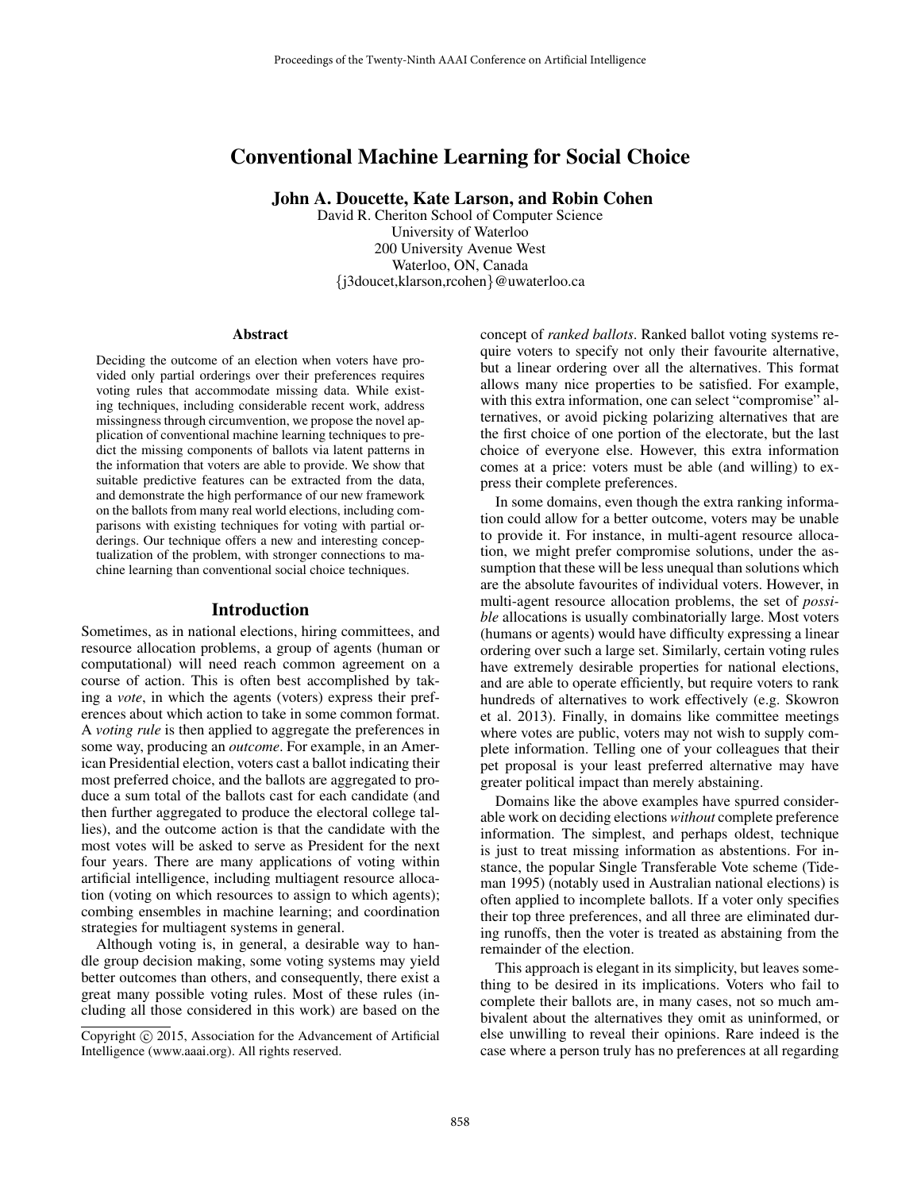# Conventional Machine Learning for Social Choice

**John A. Doucette, Kate Larson, and Robin Cohen**

David R. Cheriton School of Computer Science
University of Waterloo
200 University Avenue West
Waterloo, ON, Canada
{j3doucet,klarson,rcohen}@uwaterloo.ca

### Abstract

Deciding the outcome of an election when voters have provided only partial orderings over their preferences requires voting rules that accommodate missing data. While existing techniques, including considerable recent work, address missingness through circumvention, we propose the novel application of conventional machine learning techniques to predict the missing components of ballots via latent patterns in the information that voters are able to provide. We show that suitable predictive features can be extracted from the data, and demonstrate the high performance of our new framework on the ballots from many real world elections, including comparisons with existing techniques for voting with partial orderings. Our technique offers a new and interesting conceptualization of the problem, with stronger connections to machine learning than conventional social choice techniques.

## Introduction

Sometimes, as in national elections, hiring committees, and resource allocation problems, a group of agents (human or computational) will need reach common agreement on a course of action. This is often best accomplished by taking a *vote*, in which the agents (voters) express their preferences about which action to take in some common format. A *voting rule* is then applied to aggregate the preferences in some way, producing an *outcome*. For example, in an American Presidential election, voters cast a ballot indicating their most preferred choice, and the ballots are aggregated to produce a sum total of the ballots cast for each candidate (and then further aggregated to produce the electoral college tallies), and the outcome action is that the candidate with the most votes will be asked to serve as President for the next four years. There are many applications of voting within artificial intelligence, including multiagent resource allocation (voting on which resources to assign to which agents); combing ensembles in machine learning; and coordination strategies for multiagent systems in general.

Although voting is, in general, a desirable way to handle group decision making, some voting systems may yield better outcomes than others, and consequently, there exist a great many possible voting rules. Most of these rules (including all those considered in this work) are based on the concept of *ranked ballots*. Ranked ballot voting systems require voters to specify not only their favourite alternative, but a linear ordering over all the alternatives. This format allows many nice properties to be satisfied. For example, with this extra information, one can select "compromise" alternatives, or avoid picking polarizing alternatives that are the first choice of one portion of the electorate, but the last choice of everyone else. However, this extra information comes at a price: voters must be able (and willing) to express their complete preferences.

In some domains, even though the extra ranking information could allow for a better outcome, voters may be unable to provide it. For instance, in multi-agent resource allocation, we might prefer compromise solutions, under the assumption that these will be less unequal than solutions which are the absolute favourites of individual voters. However, in multi-agent resource allocation problems, the set of *possible* allocations is usually combinatorially large. Most voters (humans or agents) would have difficulty expressing a linear ordering over such a large set. Similarly, certain voting rules have extremely desirable properties for national elections, and are able to operate efficiently, but require voters to rank hundreds of alternatives to work effectively (e.g. Skowron et al. 2013). Finally, in domains like committee meetings where votes are public, voters may not wish to supply complete information. Telling one of your colleagues that their pet proposal is your least preferred alternative may have greater political impact than merely abstaining.

Domains like the above examples have spurred considerable work on deciding elections *without* complete preference information. The simplest, and perhaps oldest, technique is just to treat missing information as abstentions. For instance, the popular Single Transferable Vote scheme (Tideman 1995) (notably used in Australian national elections) is often applied to incomplete ballots. If a voter only specifies their top three preferences, and all three are eliminated during runoffs, then the voter is treated as abstaining from the remainder of the election.

This approach is elegant in its simplicity, but leaves something to be desired in its implications. Voters who fail to complete their ballots are, in many cases, not so much ambivalent about the alternatives they omit as uninformed, or else unwilling to reveal their opinions. Rare indeed is the case where a person truly has no preferences at all regarding

Copyright © 2015, Association for the Advancement of Artificial Intelligence (www.aaai.org). All rights reserved.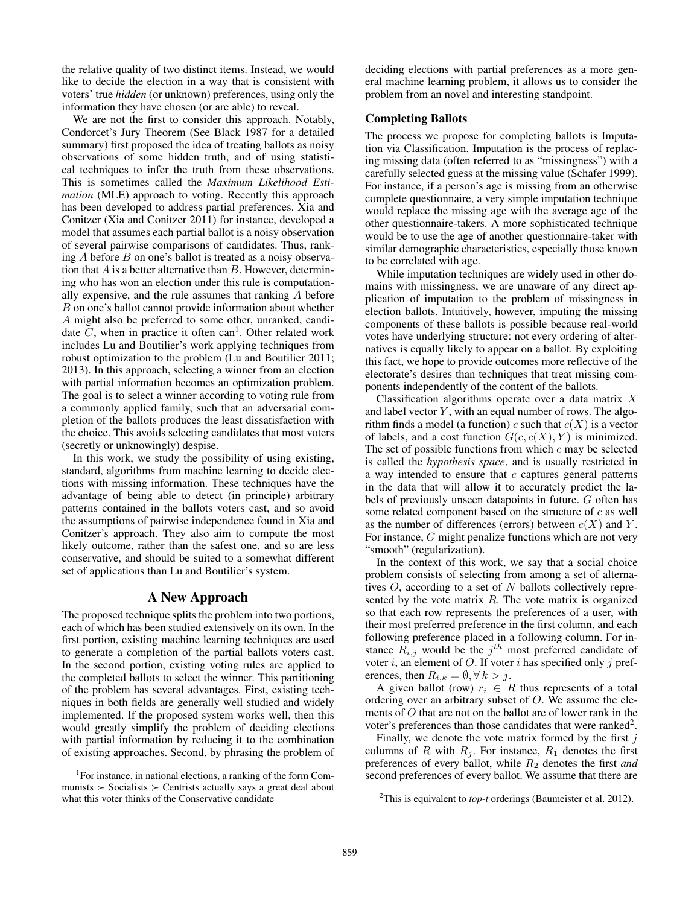the relative quality of two distinct items. Instead, we would like to decide the election in a way that is consistent with voters' true *hidden* (or unknown) preferences, using only the information they have chosen (or are able) to reveal.

We are not the first to consider this approach. Notably, Condorcet's Jury Theorem (See Black 1987 for a detailed summary) first proposed the idea of treating ballots as noisy observations of some hidden truth, and of using statistical techniques to infer the truth from these observations. This is sometimes called the *Maximum Likelihood Estimation* (MLE) approach to voting. Recently this approach has been developed to address partial preferences. Xia and Conitzer (Xia and Conitzer 2011) for instance, developed a model that assumes each partial ballot is a noisy observation of several pairwise comparisons of candidates. Thus, ranking $A$ before $B$ on one's ballot is treated as a noisy observation that $A$ is a better alternative than $B$. However, determining who has won an election under this rule is computationally expensive, and the rule assumes that ranking $A$ before $B$ on one's ballot cannot provide information about whether $A$ might also be preferred to some other, unranked, candidate $C$, when in practice it often can[1]. Other related work includes Lu and Boutilier's work applying techniques from robust optimization to the problem (Lu and Boutilier 2011; 2013). In this approach, selecting a winner from an election with partial information becomes an optimization problem. The goal is to select a winner according to voting rule from a commonly applied family, such that an adversarial completion of the ballots produces the least dissatisfaction with the choice. This avoids selecting candidates that most voters (secretly or unknowingly) despise.

In this work, we study the possibility of using existing, standard, algorithms from machine learning to decide elections with missing information. These techniques have the advantage of being able to detect (in principle) arbitrary patterns contained in the ballots voters cast, and so avoid the assumptions of pairwise independence found in Xia and Conitzer's approach. They also aim to compute the most likely outcome, rather than the safest one, and so are less conservative, and should be suited to a somewhat different set of applications than Lu and Boutilier's system.

## A New Approach

The proposed technique splits the problem into two portions, each of which has been studied extensively on its own. In the first portion, existing machine learning techniques are used to generate a completion of the partial ballots voters cast. In the second portion, existing voting rules are applied to the completed ballots to select the winner. This partitioning of the problem has several advantages. First, existing techniques in both fields are generally well studied and widely implemented. If the proposed system works well, then this would greatly simplify the problem of deciding elections with partial information by reducing it to the combination of existing approaches. Second, by phrasing the problem of deciding elections with partial preferences as a more general machine learning problem, it allows us to consider the problem from an novel and interesting standpoint.

### Completing Ballots

The process we propose for completing ballots is Imputation via Classification. Imputation is the process of replacing missing data (often referred to as "missingness") with a carefully selected guess at the missing value (Schafer 1999). For instance, if a person's age is missing from an otherwise complete questionnaire, a very simple imputation technique would replace the missing age with the average age of the other questionnaire-takers. A more sophisticated technique would be to use the age of another questionnaire-taker with similar demographic characteristics, especially those known to be correlated with age.

While imputation techniques are widely used in other domains with missingness, we are unaware of any direct application of imputation to the problem of missingness in election ballots. Intuitively, however, imputing the missing components of these ballots is possible because real-world votes have underlying structure: not every ordering of alternatives is equally likely to appear on a ballot. By exploiting this fact, we hope to provide outcomes more reflective of the electorate's desires than techniques that treat missing components independently of the content of the ballots.

Classification algorithms operate over a data matrix $X$ and label vector $Y$, with an equal number of rows. The algorithm finds a model (a function) $c$ such that $c(X)$ is a vector of labels, and a cost function $G(c, c(X), Y)$ is minimized. The set of possible functions from which $c$ may be selected is called the *hypothesis space*, and is usually restricted in a way intended to ensure that $c$ captures general patterns in the data that will allow it to accurately predict the labels of previously unseen datapoints in future. $G$ often has some related component based on the structure of $c$ as well as the number of differences (errors) between $c(X)$ and $Y$. For instance, $G$ might penalize functions which are not very "smooth" (regularization).

In the context of this work, we say that a social choice problem consists of selecting from among a set of alternatives $O$, according to a set of $N$ ballots collectively represented by the vote matrix $R$. The vote matrix is organized so that each row represents the preferences of a user, with their most preferred preference in the first column, and each following preference placed in a following column. For instance $R_{i,j}$ would be the $j^{th}$ most preferred candidate of voter $i$, an element of $O$. If voter $i$ has specified only $j$ preferences, then $R_{i,k} = \emptyset, \forall\, k > j$.

A given ballot (row) $r_i \in R$ thus represents of a total ordering over an arbitrary subset of $O$. We assume the elements of $O$ that are not on the ballot are of lower rank in the voter's preferences than those candidates that were ranked[2].

Finally, we denote the vote matrix formed by the first $j$ columns of $R$ with $R_j$. For instance, $R_1$ denotes the first preferences of every ballot, while $R_2$ denotes the first *and* second preferences of every ballot. We assume that there are

[1] For instance, in national elections, a ranking of the form Communists $\succ$ Socialists $\succ$ Centrists actually says a great deal about what this voter thinks of the Conservative candidate

[2] This is equivalent to *top-t* orderings (Baumeister et al. 2012).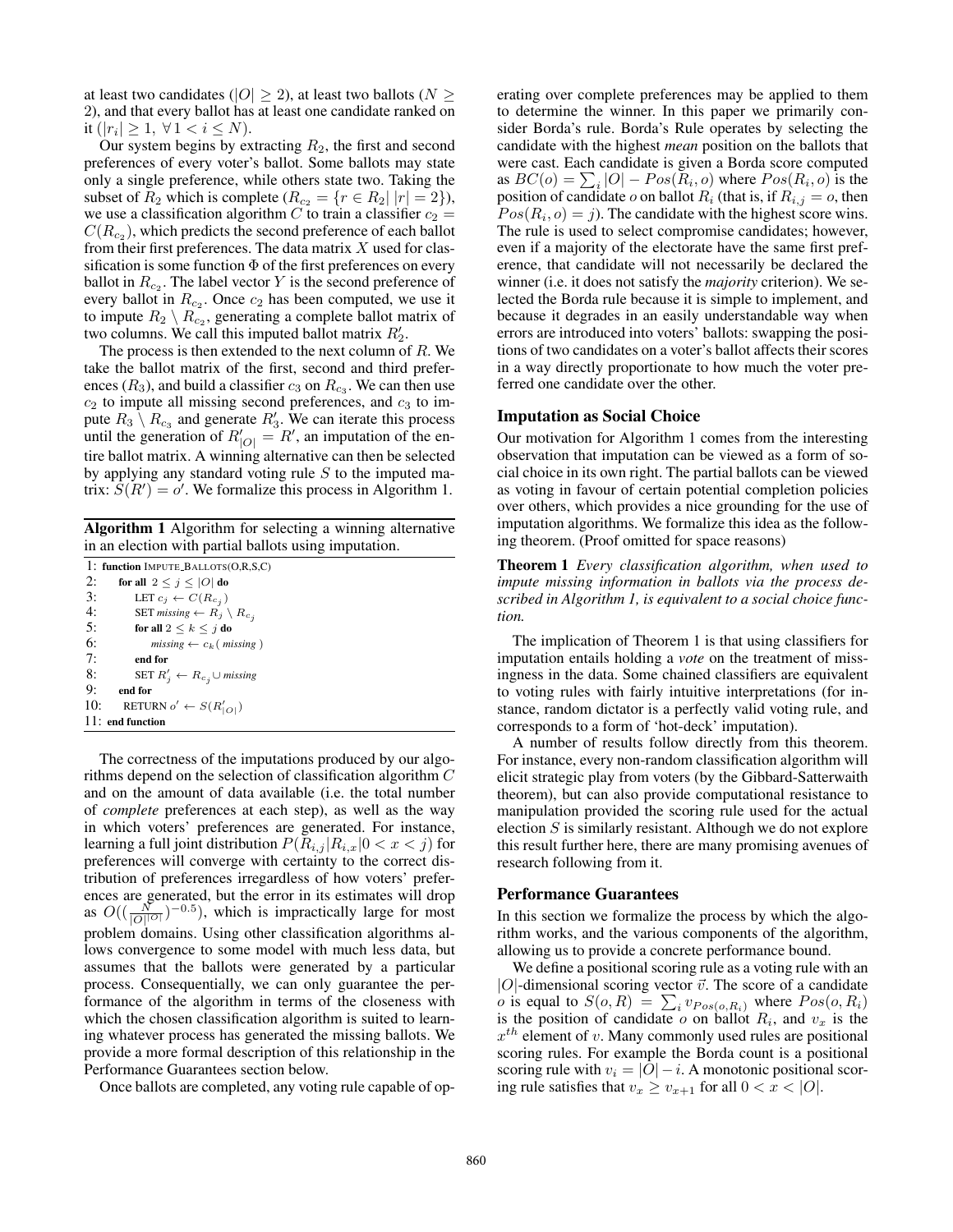at least two candidates ($|O| \geq 2$), at least two ballots ($N \geq 2$), and that every ballot has at least one candidate ranked on it ($|r_i| \geq 1, \; \forall 1 < i \leq N$).

Our system begins by extracting $R_2$, the first and second preferences of every voter's ballot. Some ballots may state only a single preference, while others state two. Taking the subset of $R_2$ which is complete ($R_{c_2} = \{r \in R_2 | \, |r| = 2\}$), we use a classification algorithm $C$ to train a classifier $c_2 = C(R_{c_2})$, which predicts the second preference of each ballot from their first preferences. The data matrix $X$ used for classification is some function $\Phi$ of the first preferences on every ballot in $R_{c_2}$. The label vector $Y$ is the second preference of every ballot in $R_{c_2}$. Once $c_2$ has been computed, we use it to impute $R_2 \setminus R_{c_2}$, generating a complete ballot matrix of two columns. We call this imputed ballot matrix $R'_2$.

The process is then extended to the next column of $R$. We take the ballot matrix of the first, second and third preferences ($R_3$), and build a classifier $c_3$ on $R_{c_3}$. We can then use $c_2$ to impute all missing second preferences, and $c_3$ to impute $R_3 \setminus R_{c_3}$ and generate $R'_3$. We can iterate this process until the generation of $R'_{|O|} = R'$, an imputation of the entire ballot matrix. A winning alternative can then be selected by applying any standard voting rule $S$ to the imputed matrix: $S(R') = o'$. We formalize this process in Algorithm 1.

**Algorithm 1** Algorithm for selecting a winning alternative in an election with partial ballots using imputation.

```
1: function IMPUTE_BALLOTS(O,R,S,C)
2:     for all 2 ≤ j ≤ |O| do
3:         LET c_j ← C(R_{c_j})
4:         SET missing ← R_j \ R_{c_j}
5:         for all 2 ≤ k ≤ j do
6:             missing ← c_k( missing )
7:         end for
8:         SET R'_j ← R_{c_j} ∪ missing
9:     end for
10:    RETURN o' ← S(R'_{|O|})
11: end function
```

The correctness of the imputations produced by our algorithms depend on the selection of classification algorithm $C$ and on the amount of data available (i.e. the total number of *complete* preferences at each step), as well as the way in which voters' preferences are generated. For instance, learning a full joint distribution $P(R_{i,j}|R_{i,x}|0 < x < j)$ for preferences will converge with certainty to the correct distribution of preferences irregardless of how voters' preferences are generated, but the error in its estimates will drop as $O((\frac{N}{|O|^{|O|}})^{-0.5})$, which is impractically large for most problem domains. Using other classification algorithms allows convergence to some model with much less data, but assumes that the ballots were generated by a particular process. Consequentially, we can only guarantee the performance of the algorithm in terms of the closeness with which the chosen classification algorithm is suited to learning whatever process has generated the missing ballots. We provide a more formal description of this relationship in the Performance Guarantees section below.

Once ballots are completed, any voting rule capable of operating over complete preferences may be applied to them to determine the winner. In this paper we primarily consider Borda's rule. Borda's Rule operates by selecting the candidate with the highest *mean* position on the ballots that were cast. Each candidate is given a Borda score computed as $BC(o) = \sum_i |O| - Pos(R_i, o)$ where $Pos(R_i, o)$ is the position of candidate $o$ on ballot $R_i$ (that is, if $R_{i,j} = o$, then $Pos(R_i, o) = j$). The candidate with the highest score wins. The rule is used to select compromise candidates; however, even if a majority of the electorate have the same first preference, that candidate will not necessarily be declared the winner (i.e. it does not satisfy the *majority* criterion). We selected the Borda rule because it is simple to implement, and because it degrades in an easily understandable way when errors are introduced into voters' ballots: swapping the positions of two candidates on a voter's ballot affects their scores in a way directly proportionate to how much the voter preferred one candidate over the other.

## Imputation as Social Choice

Our motivation for Algorithm 1 comes from the interesting observation that imputation can be viewed as a form of social choice in its own right. The partial ballots can be viewed as voting in favour of certain potential completion policies over others, which provides a nice grounding for the use of imputation algorithms. We formalize this idea as the following theorem. (Proof omitted for space reasons)

**Theorem 1** *Every classification algorithm, when used to impute missing information in ballots via the process described in Algorithm 1, is equivalent to a social choice function.*

The implication of Theorem 1 is that using classifiers for imputation entails holding a *vote* on the treatment of missingness in the data. Some chained classifiers are equivalent to voting rules with fairly intuitive interpretations (for instance, random dictator is a perfectly valid voting rule, and corresponds to a form of 'hot-deck' imputation).

A number of results follow directly from this theorem. For instance, every non-random classification algorithm will elicit strategic play from voters (by the Gibbard-Satterwaith theorem), but can also provide computational resistance to manipulation provided the scoring rule used for the actual election $S$ is similarly resistant. Although we do not explore this result further here, there are many promising avenues of research following from it.

## Performance Guarantees

In this section we formalize the process by which the algorithm works, and the various components of the algorithm, allowing us to provide a concrete performance bound.

We define a positional scoring rule as a voting rule with an $|O|$-dimensional scoring vector $\vec{v}$. The score of a candidate $o$ is equal to $S(o, R) = \sum_i v_{Pos(o,R_i)}$ where $Pos(o, R_i)$ is the position of candidate $o$ on ballot $R_i$, and $v_x$ is the $x^{th}$ element of $v$. Many commonly used rules are positional scoring rules. For example the Borda count is a positional scoring rule with $v_i = |O| - i$. A monotonic positional scoring rule satisfies that $v_x \geq v_{x+1}$ for all $0 < x < |O|$.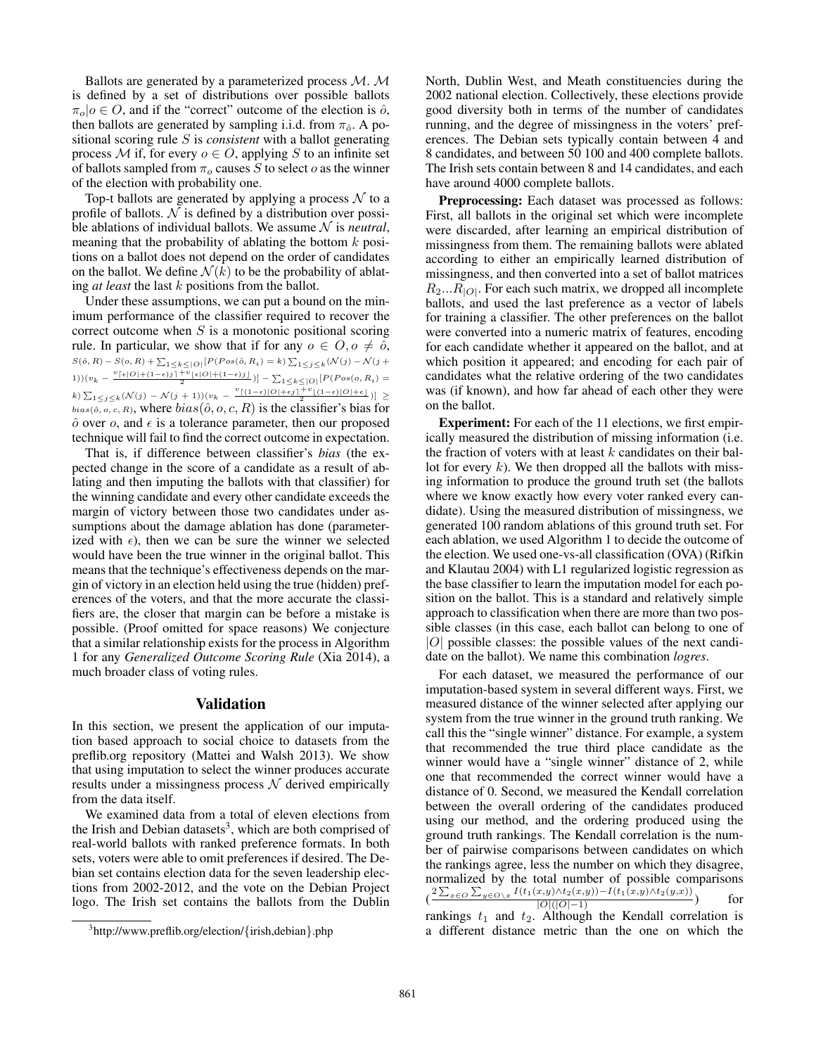Ballots are generated by a parameterized process $\mathcal{M}$. $\mathcal{M}$ is defined by a set of distributions over possible ballots $\pi_o | o \in O$, and if the "correct" outcome of the election is $\hat{o}$, then ballots are generated by sampling i.i.d. from $\pi_{\hat{o}}$. A positional scoring rule $S$ is *consistent* with a ballot generating process $\mathcal{M}$ if, for every $o \in O$, applying $S$ to an infinite set of ballots sampled from $\pi_o$ causes $S$ to select $o$ as the winner of the election with probability one.

Top-t ballots are generated by applying a process $\mathcal{N}$ to a profile of ballots. $\mathcal{N}$ is defined by a distribution over possible ablations of individual ballots. We assume $\mathcal{N}$ is *neutral*, meaning that the probability of ablating the bottom $k$ positions on a ballot does not depend on the order of candidates on the ballot. We define $\mathcal{N}(k)$ to be the probability of ablating *at least* the last $k$ positions from the ballot.

Under these assumptions, we can put a bound on the minimum performance of the classifier required to recover the correct outcome when $S$ is a monotonic positional scoring rule. In particular, we show that if for any $o \in O, o \neq \hat{o}$, $S(\hat{o}, R) - S(o, R) + \sum_{1 \leq k \leq |O|}[P(Pos(\hat{o}, R_i) = k) \sum_{1 \leq j \leq k}(\mathcal{N}(j) - \mathcal{N}(j+1))(v_k - \frac{v_{\lceil \epsilon |O| + (1-\epsilon) j \rceil} + v_{\lfloor \epsilon |O| + (1-\epsilon) j \rfloor}}{2})] - \sum_{1 \leq k \leq |O|}[P(Pos(o, R_i) = k) \sum_{1 \leq j \leq k}(\mathcal{N}(j) - \mathcal{N}(j+1))(v_k - \frac{v_{\lceil (1-\epsilon)|O| + \epsilon j \rceil} + v_{\lfloor (1-\epsilon)|O| + \epsilon j \rfloor}}{2})] \geq bias(\hat{o}, o, c, R)$, where $bias(\hat{o}, o, c, R)$ is the classifier's bias for $\hat{o}$ over $o$, and $\epsilon$ is a tolerance parameter, then our proposed technique will fail to find the correct outcome in expectation.

That is, if difference between classifier's *bias* (the expected change in the score of a candidate as a result of ablating and then imputing the ballots with that classifier) for the winning candidate and every other candidate exceeds the margin of victory between those two candidates under assumptions about the damage ablation has done (parameterized with $\epsilon$), then we can be sure the winner we selected would have been the true winner in the original ballot. This means that the technique's effectiveness depends on the margin of victory in an election held using the true (hidden) preferences of the voters, and that the more accurate the classifiers are, the closer that margin can be before a mistake is possible. (Proof omitted for space reasons) We conjecture that a similar relationship exists for the process in Algorithm 1 for any *Generalized Outcome Scoring Rule* (Xia 2014), a much broader class of voting rules.

## Validation

In this section, we present the application of our imputation based approach to social choice to datasets from the preflib.org repository (Mattei and Walsh 2013). We show that using imputation to select the winner produces accurate results under a missingness process $\mathcal{N}$ derived empirically from the data itself.

We examined data from a total of eleven elections from the Irish and Debian datasets[3], which are both comprised of real-world ballots with ranked preference formats. In both sets, voters were able to omit preferences if desired. The Debian set contains election data for the seven leadership elections from 2002-2012, and the vote on the Debian Project logo. The Irish set contains the ballots from the Dublin North, Dublin West, and Meath constituencies during the 2002 national election. Collectively, these elections provide good diversity both in terms of the number of candidates running, and the degree of missingness in the voters' preferences. The Debian sets typically contain between 4 and 8 candidates, and between 50 100 and 400 complete ballots. The Irish sets contain between 8 and 14 candidates, and each have around 4000 complete ballots.

**Preprocessing:** Each dataset was processed as follows: First, all ballots in the original set which were incomplete were discarded, after learning an empirical distribution of missingness from them. The remaining ballots were ablated according to either an empirically learned distribution of missingness, and then converted into a set of ballot matrices $R_2 ... R_{|O|}$. For each such matrix, we dropped all incomplete ballots, and used the last preference as a vector of labels for training a classifier. The other preferences on the ballot were converted into a numeric matrix of features, encoding for each candidate whether it appeared on the ballot, and at which position it appeared; and encoding for each pair of candidates what the relative ordering of the two candidates was (if known), and how far ahead of each other they were on the ballot.

**Experiment:** For each of the 11 elections, we first empirically measured the distribution of missing information (i.e. the fraction of voters with at least $k$ candidates on their ballot for every $k$). We then dropped all the ballots with missing information to produce the ground truth set (the ballots where we know exactly how every voter ranked every candidate). Using the measured distribution of missingness, we generated 100 random ablations of this ground truth set. For each ablation, we used Algorithm 1 to decide the outcome of the election. We used one-vs-all classification (OVA) (Rifkin and Klautau 2004) with L1 regularized logistic regression as the base classifier to learn the imputation model for each position on the ballot. This is a standard and relatively simple approach to classification when there are more than two possible classes (in this case, each ballot can belong to one of $|O|$ possible classes: the possible values of the next candidate on the ballot). We name this combination *logres*.

For each dataset, we measured the performance of our imputation-based system in several different ways. First, we measured distance of the winner selected after applying our system from the true winner in the ground truth ranking. We call this the "single winner" distance. For example, a system that recommended the true third place candidate as the winner would have a "single winner" distance of 2, while one that recommended the correct winner would have a distance of 0. Second, we measured the Kendall correlation between the overall ordering of the candidates produced using our method, and the ordering produced using the ground truth rankings. The Kendall correlation is the number of pairwise comparisons between candidates on which the rankings agree, less the number on which they disagree, normalized by the total number of possible comparisons $\left(\frac{2 \sum_{x \in O} \sum_{y \in O \setminus x} I(t_1(x,y) \wedge t_2(x,y)) - I(t_1(x,y) \wedge t_2(y,x))}{|O|(|O|-1)}\right)$ for rankings $t_1$ and $t_2$. Although the Kendall correlation is a different distance metric than the one on which the

[3] http://www.preflib.org/election/{irish,debian}.php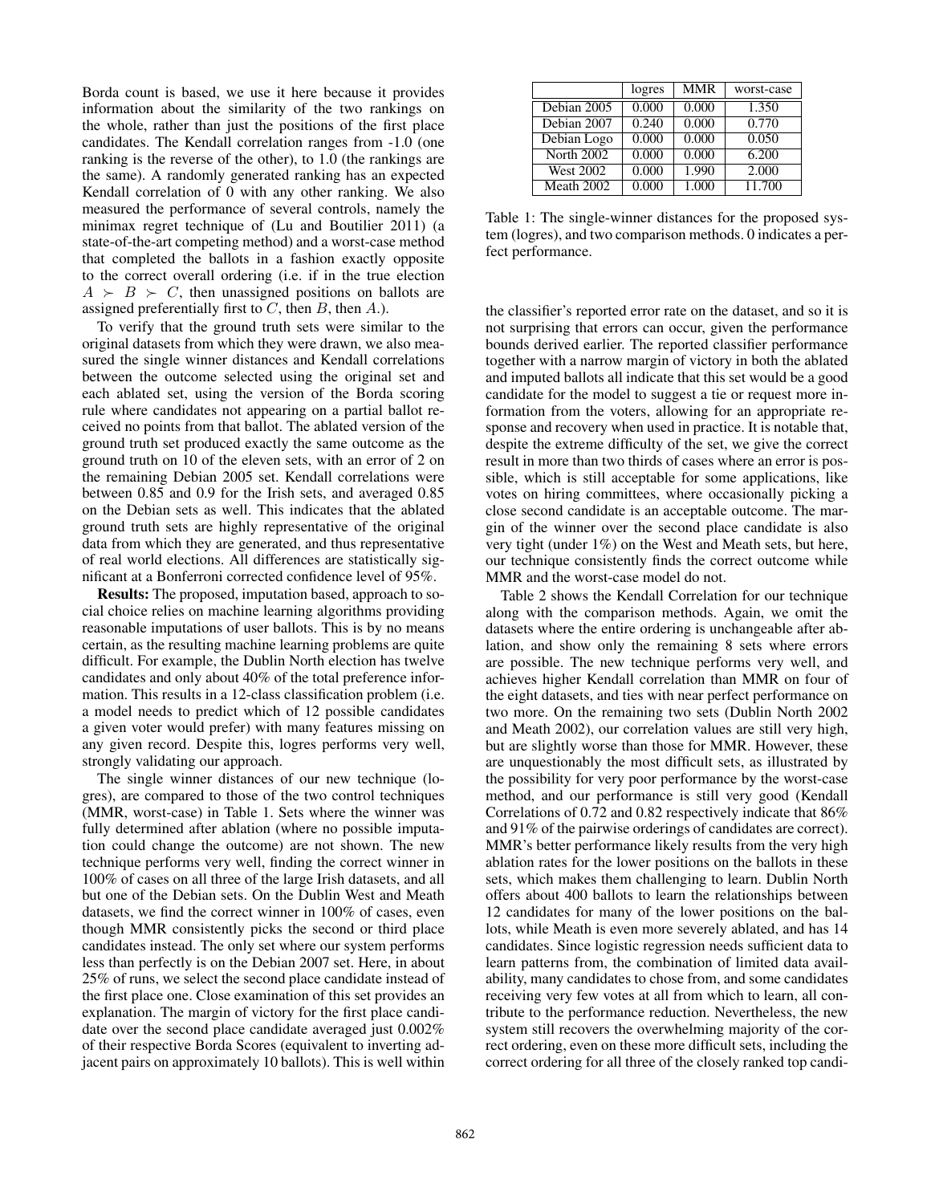Borda count is based, we use it here because it provides information about the similarity of the two rankings on the whole, rather than just the positions of the first place candidates. The Kendall correlation ranges from -1.0 (one ranking is the reverse of the other), to 1.0 (the rankings are the same). A randomly generated ranking has an expected Kendall correlation of 0 with any other ranking. We also measured the performance of several controls, namely the minimax regret technique of (Lu and Boutilier 2011) (a state-of-the-art competing method) and a worst-case method that completed the ballots in a fashion exactly opposite to the correct overall ordering (i.e. if in the true election $A \succ B \succ C$, then unassigned positions on ballots are assigned preferentially first to $C$, then $B$, then $A$.).

To verify that the ground truth sets were similar to the original datasets from which they were drawn, we also measured the single winner distances and Kendall correlations between the outcome selected using the original set and each ablated set, using the version of the Borda scoring rule where candidates not appearing on a partial ballot received no points from that ballot. The ablated version of the ground truth set produced exactly the same outcome as the ground truth on 10 of the eleven sets, with an error of 2 on the remaining Debian 2005 set. Kendall correlations were between 0.85 and 0.9 for the Irish sets, and averaged 0.85 on the Debian sets as well. This indicates that the ablated ground truth sets are highly representative of the original data from which they are generated, and thus representative of real world elections. All differences are statistically significant at a Bonferroni corrected confidence level of 95%.

**Results:** The proposed, imputation based, approach to social choice relies on machine learning algorithms providing reasonable imputations of user ballots. This is by no means certain, as the resulting machine learning problems are quite difficult. For example, the Dublin North election has twelve candidates and only about 40% of the total preference information. This results in a 12-class classification problem (i.e. a model needs to predict which of 12 possible candidates a given voter would prefer) with many features missing on any given record. Despite this, logres performs very well, strongly validating our approach.

The single winner distances of our new technique (logres), are compared to those of the two control techniques (MMR, worst-case) in Table 1. Sets where the winner was fully determined after ablation (where no possible imputation could change the outcome) are not shown. The new technique performs very well, finding the correct winner in 100% of cases on all three of the large Irish datasets, and all but one of the Debian sets. On the Dublin West and Meath datasets, we find the correct winner in 100% of cases, even though MMR consistently picks the second or third place candidates instead. The only set where our system performs less than perfectly is on the Debian 2007 set. Here, in about 25% of runs, we select the second place candidate instead of the first place one. Close examination of this set provides an explanation. The margin of victory for the first place candidate over the second place candidate averaged just 0.002% of their respective Borda Scores (equivalent to inverting adjacent pairs on approximately 10 ballots). This is well within the classifier's reported error rate on the dataset, and so it is not surprising that errors can occur, given the performance bounds derived earlier. The reported classifier performance together with a narrow margin of victory in both the ablated and imputed ballots all indicate that this set would be a good candidate for the model to suggest a tie or request more information from the voters, allowing for an appropriate response and recovery when used in practice. It is notable that, despite the extreme difficulty of the set, we give the correct result in more than two thirds of cases where an error is possible, which is still acceptable for some applications, like votes on hiring committees, where occasionally picking a close second candidate is an acceptable outcome. The margin of the winner over the second place candidate is also very tight (under 1%) on the West and Meath sets, but here, our technique consistently finds the correct outcome while MMR and the worst-case model do not.

| | logres | MMR | worst-case |
|---|---|---|---|
| Debian 2005 | 0.000 | 0.000 | 1.350 |
| Debian 2007 | 0.240 | 0.000 | 0.770 |
| Debian Logo | 0.000 | 0.000 | 0.050 |
| North 2002 | 0.000 | 0.000 | 6.200 |
| West 2002 | 0.000 | 1.990 | 2.000 |
| Meath 2002 | 0.000 | 1.000 | 11.700 |

Table 1: The single-winner distances for the proposed system (logres), and two comparison methods. 0 indicates a perfect performance.

Table 2 shows the Kendall Correlation for our technique along with the comparison methods. Again, we omit the datasets where the entire ordering is unchangeable after ablation, and show only the remaining 8 sets where errors are possible. The new technique performs very well, and achieves higher Kendall correlation than MMR on four of the eight datasets, and ties with near perfect performance on two more. On the remaining two sets (Dublin North 2002 and Meath 2002), our correlation values are still very high, but are slightly worse than those for MMR. However, these are unquestionably the most difficult sets, as illustrated by the possibility for very poor performance by the worst-case method, and our performance is still very good (Kendall Correlations of 0.72 and 0.82 respectively indicate that 86% and 91% of the pairwise orderings of candidates are correct). MMR's better performance likely results from the very high ablation rates for the lower positions on the ballots in these sets, which makes them challenging to learn. Dublin North offers about 400 ballots to learn the relationships between 12 candidates for many of the lower positions on the ballots, while Meath is even more severely ablated, and has 14 candidates. Since logistic regression needs sufficient data to learn patterns from, the combination of limited data availability, many candidates to chose from, and some candidates receiving very few votes at all from which to learn, all contribute to the performance reduction. Nevertheless, the new system still recovers the overwhelming majority of the correct ordering, even on these more difficult sets, including the correct ordering for all three of the closely ranked top candi-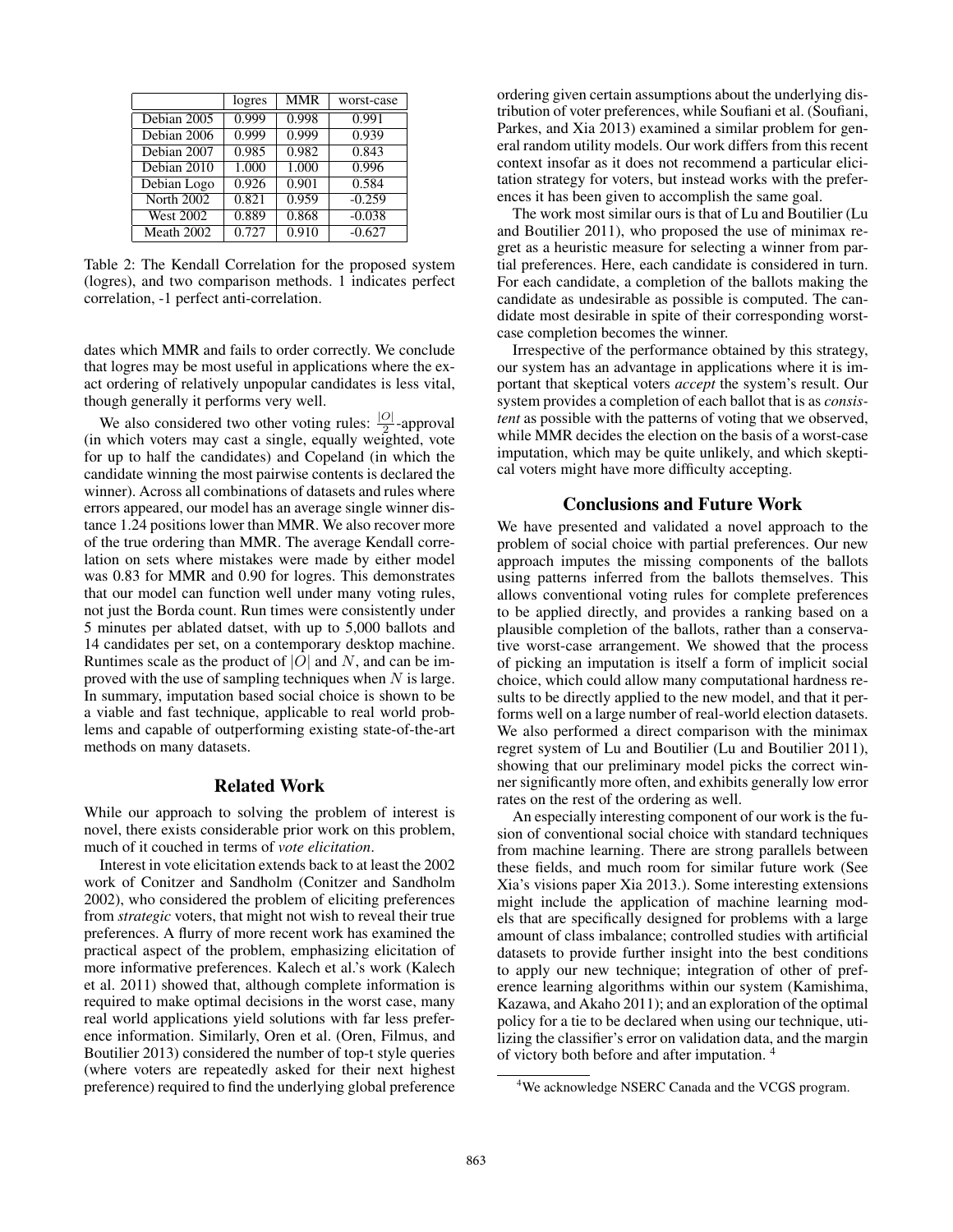|  | logres | MMR | worst-case |
| --- | --- | --- | --- |
| Debian 2005 | 0.999 | 0.998 | 0.991 |
| Debian 2006 | 0.999 | 0.999 | 0.939 |
| Debian 2007 | 0.985 | 0.982 | 0.843 |
| Debian 2010 | 1.000 | 1.000 | 0.996 |
| Debian Logo | 0.926 | 0.901 | 0.584 |
| North 2002 | 0.821 | 0.959 | -0.259 |
| West 2002 | 0.889 | 0.868 | -0.038 |
| Meath 2002 | 0.727 | 0.910 | -0.627 |

Table 2: The Kendall Correlation for the proposed system (logres), and two comparison methods. 1 indicates perfect correlation, -1 perfect anti-correlation.

dates which MMR and fails to order correctly. We conclude that logres may be most useful in applications where the exact ordering of relatively unpopular candidates is less vital, though generally it performs very well.

We also considered two other voting rules: $\frac{|O|}{2}$-approval (in which voters may cast a single, equally weighted, vote for up to half the candidates) and Copeland (in which the candidate winning the most pairwise contents is declared the winner). Across all combinations of datasets and rules where errors appeared, our model has an average single winner distance 1.24 positions lower than MMR. We also recover more of the true ordering than MMR. The average Kendall correlation on sets where mistakes were made by either model was 0.83 for MMR and 0.90 for logres. This demonstrates that our model can function well under many voting rules, not just the Borda count. Run times were consistently under 5 minutes per ablated datset, with up to 5,000 ballots and 14 candidates per set, on a contemporary desktop machine. Runtimes scale as the product of $|O|$ and $N$, and can be improved with the use of sampling techniques when $N$ is large. In summary, imputation based social choice is shown to be a viable and fast technique, applicable to real world problems and capable of outperforming existing state-of-the-art methods on many datasets.

## Related Work

While our approach to solving the problem of interest is novel, there exists considerable prior work on this problem, much of it couched in terms of *vote elicitation*.

Interest in vote elicitation extends back to at least the 2002 work of Conitzer and Sandholm (Conitzer and Sandholm 2002), who considered the problem of eliciting preferences from *strategic* voters, that might not wish to reveal their true preferences. A flurry of more recent work has examined the practical aspect of the problem, emphasizing elicitation of more informative preferences. Kalech et al.'s work (Kalech et al. 2011) showed that, although complete information is required to make optimal decisions in the worst case, many real world applications yield solutions with far less preference information. Similarly, Oren et al. (Oren, Filmus, and Boutilier 2013) considered the number of top-t style queries (where voters are repeatedly asked for their next highest preference) required to find the underlying global preference ordering given certain assumptions about the underlying distribution of voter preferences, while Soufiani et al. (Soufiani, Parkes, and Xia 2013) examined a similar problem for general random utility models. Our work differs from this recent context insofar as it does not recommend a particular elicitation strategy for voters, but instead works with the preferences it has been given to accomplish the same goal.

The work most similar ours is that of Lu and Boutilier (Lu and Boutilier 2011), who proposed the use of minimax regret as a heuristic measure for selecting a winner from partial preferences. Here, each candidate is considered in turn. For each candidate, a completion of the ballots making the candidate as undesirable as possible is computed. The candidate most desirable in spite of their corresponding worst-case completion becomes the winner.

Irrespective of the performance obtained by this strategy, our system has an advantage in applications where it is important that skeptical voters *accept* the system's result. Our system provides a completion of each ballot that is as *consistent* as possible with the patterns of voting that we observed, while MMR decides the election on the basis of a worst-case imputation, which may be quite unlikely, and which skeptical voters might have more difficulty accepting.

## Conclusions and Future Work

We have presented and validated a novel approach to the problem of social choice with partial preferences. Our new approach imputes the missing components of the ballots using patterns inferred from the ballots themselves. This allows conventional voting rules for complete preferences to be applied directly, and provides a ranking based on a plausible completion of the ballots, rather than a conservative worst-case arrangement. We showed that the process of picking an imputation is itself a form of implicit social choice, which could allow many computational hardness results to be directly applied to the new model, and that it performs well on a large number of real-world election datasets. We also performed a direct comparison with the minimax regret system of Lu and Boutilier (Lu and Boutilier 2011), showing that our preliminary model picks the correct winner significantly more often, and exhibits generally low error rates on the rest of the ordering as well.

An especially interesting component of our work is the fusion of conventional social choice with standard techniques from machine learning. There are strong parallels between these fields, and much room for similar future work (See Xia's visions paper Xia 2013.). Some interesting extensions might include the application of machine learning models that are specifically designed for problems with a large amount of class imbalance; controlled studies with artificial datasets to provide further insight into the best conditions to apply our new technique; integration of other of preference learning algorithms within our system (Kamishima, Kazawa, and Akaho 2011); and an exploration of the optimal policy for a tie to be declared when using our technique, utilizing the classifier's error on validation data, and the margin of victory both before and after imputation. [4]

[4] We acknowledge NSERC Canada and the VCGS program.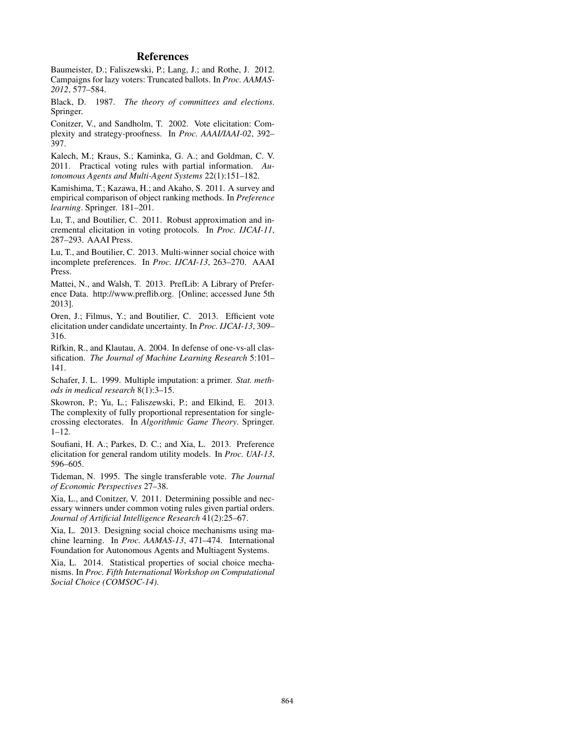## References

Baumeister, D.; Faliszewski, P.; Lang, J.; and Rothe, J. 2012. Campaigns for lazy voters: Truncated ballots. In *Proc. AAMAS-2012*, 577–584.

Black, D. 1987. *The theory of committees and elections*. Springer.

Conitzer, V., and Sandholm, T. 2002. Vote elicitation: Complexity and strategy-proofness. In *Proc. AAAI/IAAI-02*, 392–397.

Kalech, M.; Kraus, S.; Kaminka, G. A.; and Goldman, C. V. 2011. Practical voting rules with partial information. *Autonomous Agents and Multi-Agent Systems* 22(1):151–182.

Kamishima, T.; Kazawa, H.; and Akaho, S. 2011. A survey and empirical comparison of object ranking methods. In *Preference learning*. Springer. 181–201.

Lu, T., and Boutilier, C. 2011. Robust approximation and incremental elicitation in voting protocols. In *Proc. IJCAI-11*, 287–293. AAAI Press.

Lu, T., and Boutilier, C. 2013. Multi-winner social choice with incomplete preferences. In *Proc. IJCAI-13*, 263–270. AAAI Press.

Mattei, N., and Walsh, T. 2013. PrefLib: A Library of Preference Data. http://www.preflib.org. [Online; accessed June 5th 2013].

Oren, J.; Filmus, Y.; and Boutilier, C. 2013. Efficient vote elicitation under candidate uncertainty. In *Proc. IJCAI-13*, 309–316.

Rifkin, R., and Klautau, A. 2004. In defense of one-vs-all classification. *The Journal of Machine Learning Research* 5:101–141.

Schafer, J. L. 1999. Multiple imputation: a primer. *Stat. methods in medical research* 8(1):3–15.

Skowron, P.; Yu, L.; Faliszewski, P.; and Elkind, E. 2013. The complexity of fully proportional representation for single-crossing electorates. In *Algorithmic Game Theory*. Springer. 1–12.

Soufiani, H. A.; Parkes, D. C.; and Xia, L. 2013. Preference elicitation for general random utility models. In *Proc. UAI-13*, 596–605.

Tideman, N. 1995. The single transferable vote. *The Journal of Economic Perspectives* 27–38.

Xia, L., and Conitzer, V. 2011. Determining possible and necessary winners under common voting rules given partial orders. *Journal of Artificial Intelligence Research* 41(2):25–67.

Xia, L. 2013. Designing social choice mechanisms using machine learning. In *Proc. AAMAS-13*, 471–474. International Foundation for Autonomous Agents and Multiagent Systems.

Xia, L. 2014. Statistical properties of social choice mechanisms. In *Proc. Fifth International Workshop on Computational Social Choice (COMSOC-14)*.